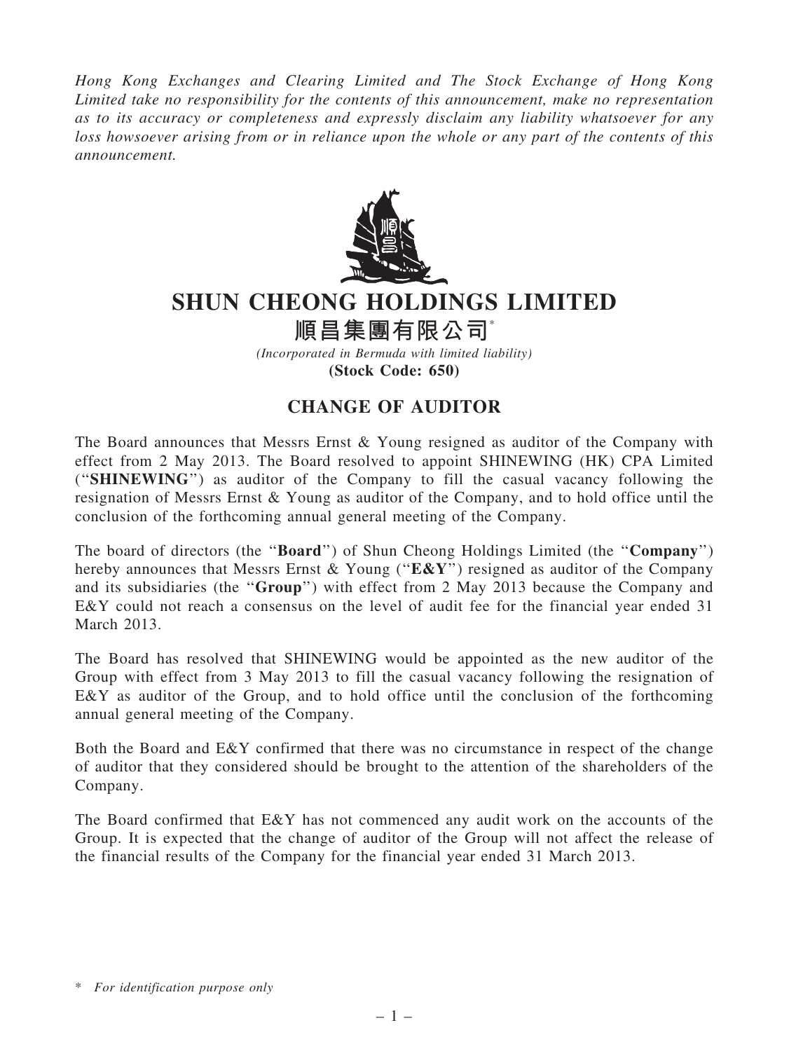*Hong Kong Exchanges and Clearing Limited and The Stock Exchange of Hong Kong Limited take no responsibility for the contents of this announcement, make no representation as to its accuracy or completeness and expressly disclaim any liability whatsoever for any loss howsoever arising from or in reliance upon the whole or any part of the contents of this announcement.*

# SHUN CHEONG HOLDINGS LIMITED

# 順昌集團有限公司*

*(Incorporated in Bermuda with limited liability)*

**(Stock Code: 650)**

## CHANGE OF AUDITOR

The Board announces that Messrs Ernst & Young resigned as auditor of the Company with effect from 2 May 2013. The Board resolved to appoint SHINEWING (HK) CPA Limited ("**SHINEWING**") as auditor of the Company to fill the casual vacancy following the resignation of Messrs Ernst & Young as auditor of the Company, and to hold office until the conclusion of the forthcoming annual general meeting of the Company.

The board of directors (the "**Board**") of Shun Cheong Holdings Limited (the "**Company**") hereby announces that Messrs Ernst & Young ("**E&Y**") resigned as auditor of the Company and its subsidiaries (the "**Group**") with effect from 2 May 2013 because the Company and E&Y could not reach a consensus on the level of audit fee for the financial year ended 31 March 2013.

The Board has resolved that SHINEWING would be appointed as the new auditor of the Group with effect from 3 May 2013 to fill the casual vacancy following the resignation of E&Y as auditor of the Group, and to hold office until the conclusion of the forthcoming annual general meeting of the Company.

Both the Board and E&Y confirmed that there was no circumstance in respect of the change of auditor that they considered should be brought to the attention of the shareholders of the Company.

The Board confirmed that E&Y has not commenced any audit work on the accounts of the Group. It is expected that the change of auditor of the Group will not affect the release of the financial results of the Company for the financial year ended 31 March 2013.

\* *For identification purpose only*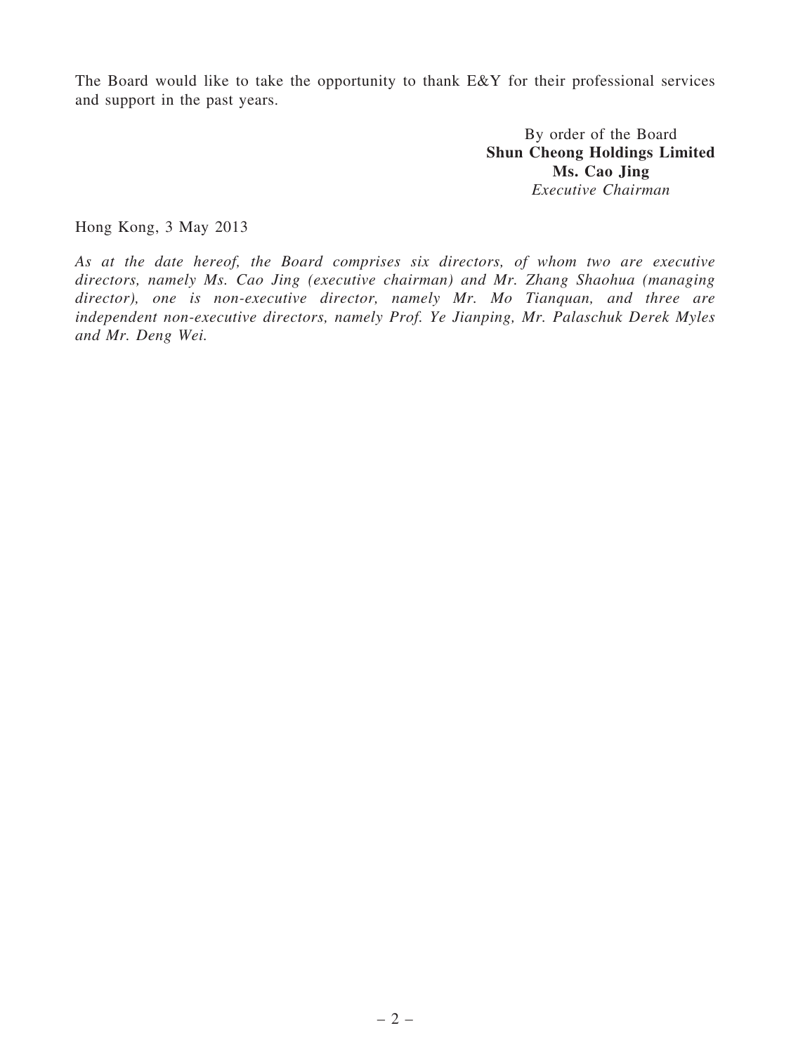The Board would like to take the opportunity to thank E&Y for their professional services and support in the past years.

By order of the Board
**Shun Cheong Holdings Limited**
**Ms. Cao Jing**
*Executive Chairman*

Hong Kong, 3 May 2013

*As at the date hereof, the Board comprises six directors, of whom two are executive directors, namely Ms. Cao Jing (executive chairman) and Mr. Zhang Shaohua (managing director), one is non-executive director, namely Mr. Mo Tianquan, and three are independent non-executive directors, namely Prof. Ye Jianping, Mr. Palaschuk Derek Myles and Mr. Deng Wei.*